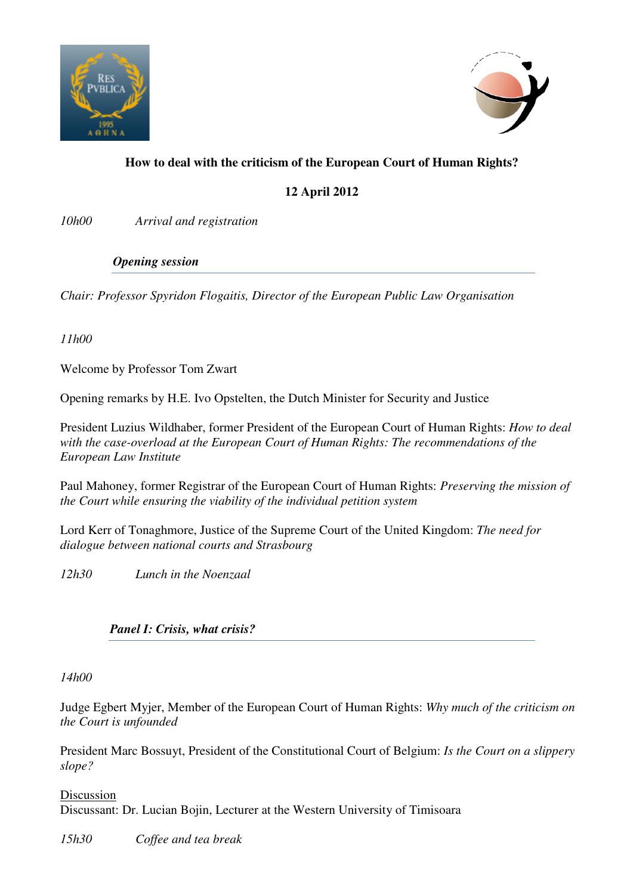**How to deal with the criticism of the European Court of Human Rights?**

**12 April 2012**

*10h00 Arrival and registration*

***Opening session***

*Chair: Professor Spyridon Flogaitis, Director of the European Public Law Organisation*

*11h00*

Welcome by Professor Tom Zwart

Opening remarks by H.E. Ivo Opstelten, the Dutch Minister for Security and Justice

President Luzius Wildhaber, former President of the European Court of Human Rights: *How to deal with the case-overload at the European Court of Human Rights: The recommendations of the European Law Institute*

Paul Mahoney, former Registrar of the European Court of Human Rights: *Preserving the mission of the Court while ensuring the viability of the individual petition system*

Lord Kerr of Tonaghmore, Justice of the Supreme Court of the United Kingdom: *The need for dialogue between national courts and Strasbourg*

*12h30 Lunch in the Noenzaal*

***Panel I: Crisis, what crisis?***

*14h00*

Judge Egbert Myjer, Member of the European Court of Human Rights: *Why much of the criticism on the Court is unfounded*

President Marc Bossuyt, President of the Constitutional Court of Belgium: *Is the Court on a slippery slope?*

Discussion
Discussant: Dr. Lucian Bojin, Lecturer at the Western University of Timisoara

*15h30 Coffee and tea break*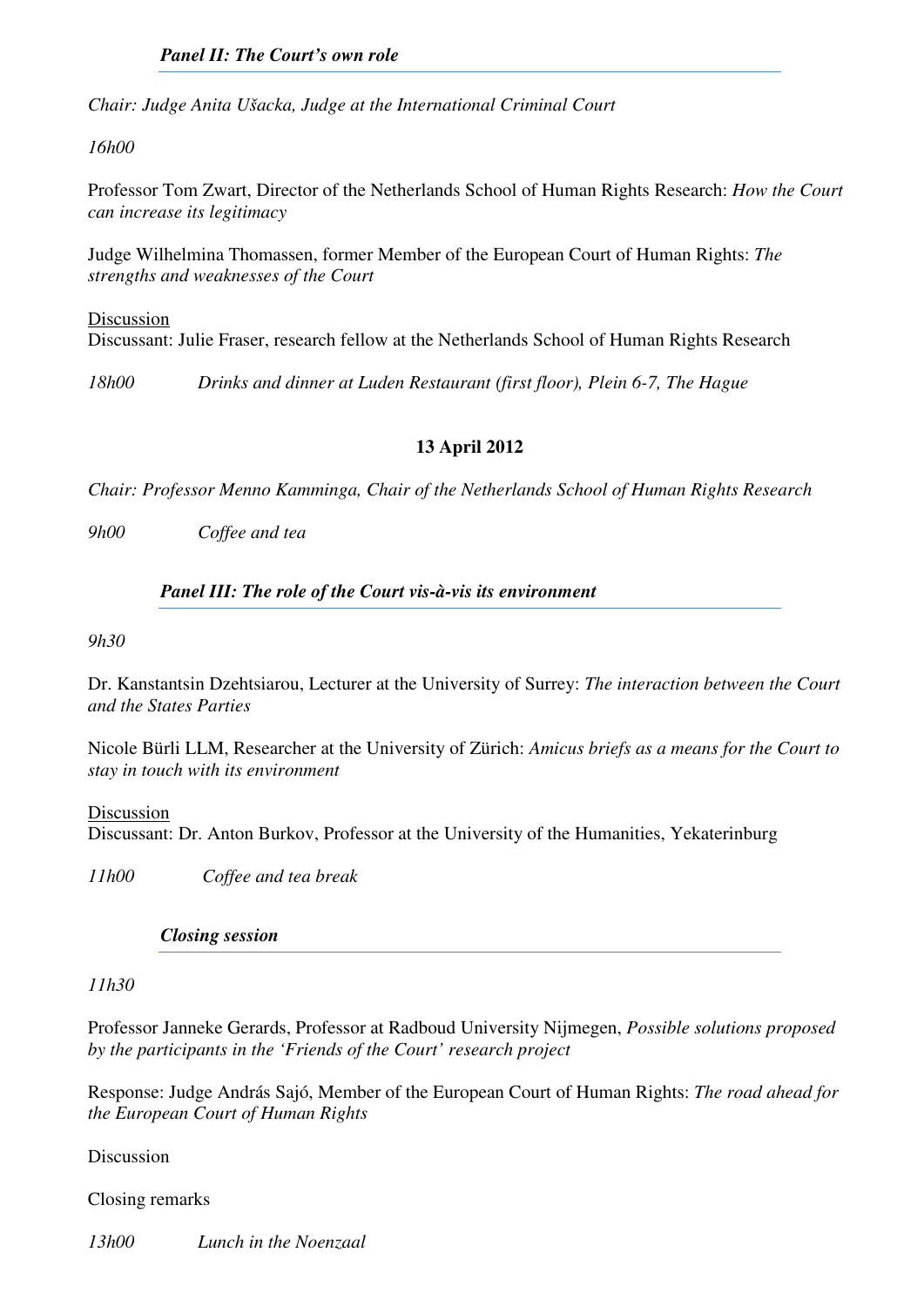### *Panel II: The Court's own role*

*Chair: Judge Anita Ušacka, Judge at the International Criminal Court*

*16h00*

Professor Tom Zwart, Director of the Netherlands School of Human Rights Research: *How the Court can increase its legitimacy*

Judge Wilhelmina Thomassen, former Member of the European Court of Human Rights: *The strengths and weaknesses of the Court*

Discussion
Discussant: Julie Fraser, research fellow at the Netherlands School of Human Rights Research

*18h00 Drinks and dinner at Luden Restaurant (first floor), Plein 6-7, The Hague*

## 13 April 2012

*Chair: Professor Menno Kamminga, Chair of the Netherlands School of Human Rights Research*

*9h00 Coffee and tea*

### *Panel III: The role of the Court vis-à-vis its environment*

*9h30*

Dr. Kanstantsin Dzehtsiarou, Lecturer at the University of Surrey: *The interaction between the Court and the States Parties*

Nicole Bürli LLM, Researcher at the University of Zürich: *Amicus briefs as a means for the Court to stay in touch with its environment*

Discussion
Discussant: Dr. Anton Burkov, Professor at the University of the Humanities, Yekaterinburg

*11h00 Coffee and tea break*

### *Closing session*

*11h30*

Professor Janneke Gerards, Professor at Radboud University Nijmegen, *Possible solutions proposed by the participants in the 'Friends of the Court' research project*

Response: Judge András Sajó, Member of the European Court of Human Rights: *The road ahead for the European Court of Human Rights*

Discussion

Closing remarks

*13h00 Lunch in the Noenzaal*